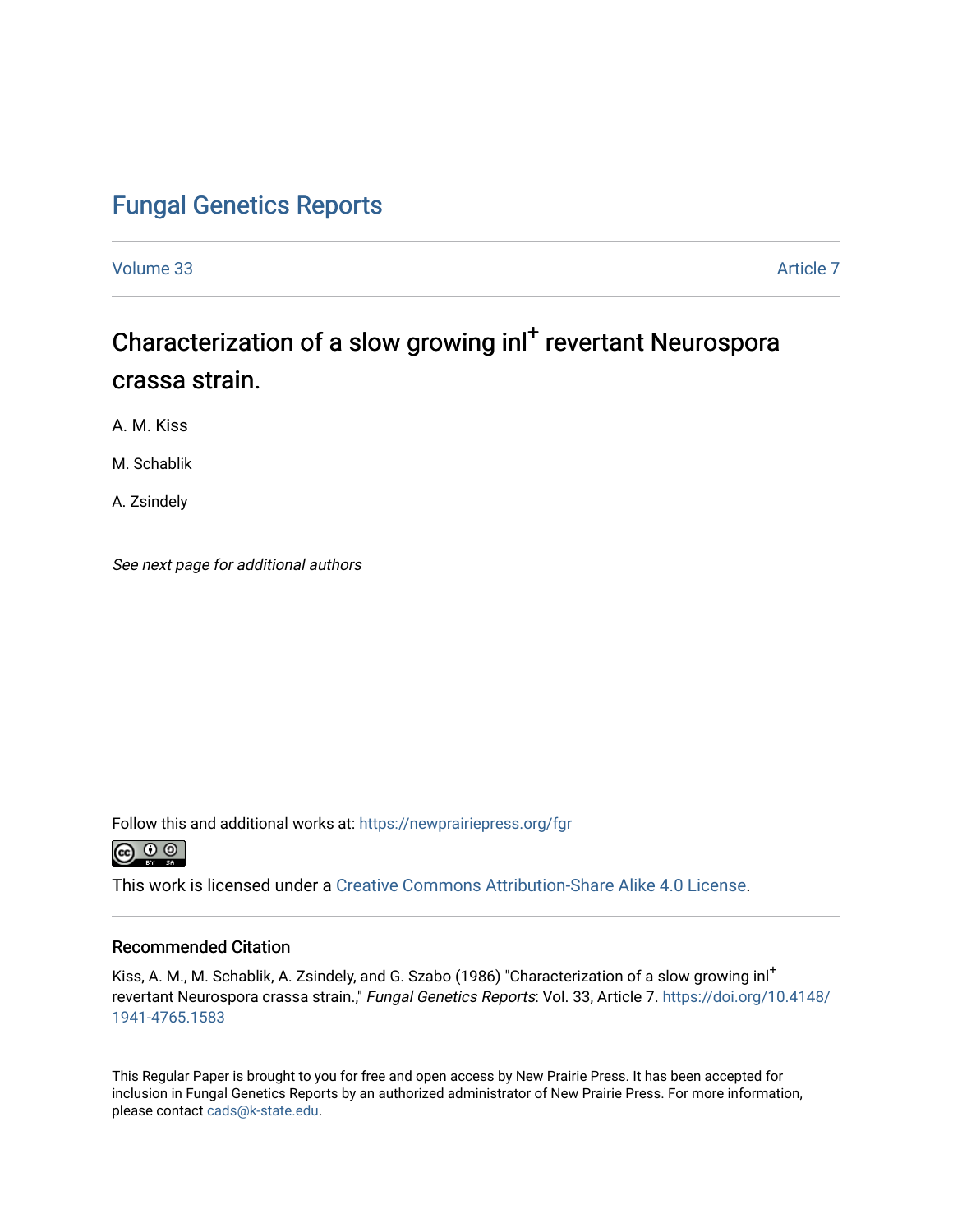# Fungal Genetics Reports

Volume 33 Article 7

## Characterization of a slow growing inl$^{+}$ revertant Neurospora crassa strain.

A. M. Kiss

M. Schablik

A. Zsindely

*See next page for additional authors*

Follow this and additional works at: https://newprairiepress.org/fgr

This work is licensed under a Creative Commons Attribution-Share Alike 4.0 License.

### Recommended Citation

Kiss, A. M., M. Schablik, A. Zsindely, and G. Szabo (1986) "Characterization of a slow growing inl$^{+}$ revertant Neurospora crassa strain.," *Fungal Genetics Reports*: Vol. 33, Article 7. https://doi.org/10.4148/1941-4765.1583

This Regular Paper is brought to you for free and open access by New Prairie Press. It has been accepted for inclusion in Fungal Genetics Reports by an authorized administrator of New Prairie Press. For more information, please contact cads@k-state.edu.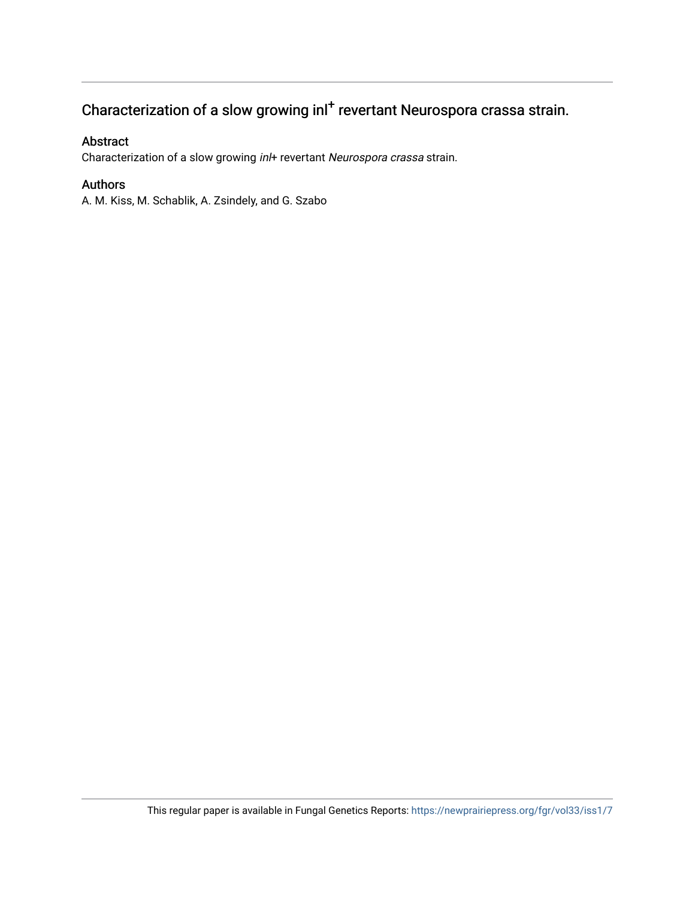# Characterization of a slow growing inl$^+$ revertant Neurospora crassa strain.

## Abstract

Characterization of a slow growing *inl*+ revertant *Neurospora crassa* strain.

## Authors

A. M. Kiss, M. Schablik, A. Zsindely, and G. Szabo

This regular paper is available in Fungal Genetics Reports: https://newprairiepress.org/fgr/vol33/iss1/7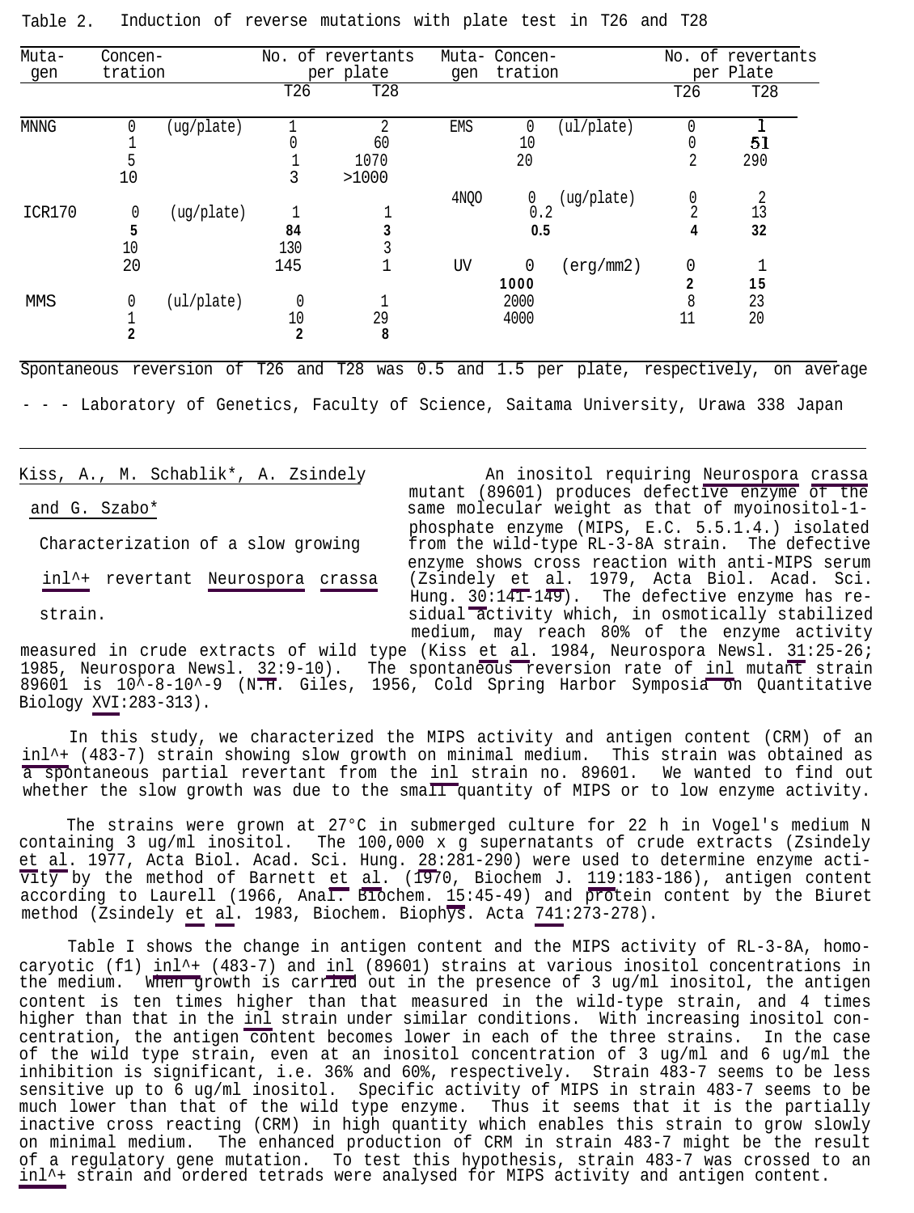Table 2. Induction of reverse mutations with plate test in T26 and T28

| Mutagen | Concentration | | No. of revertants per plate T26 | T28 | Mutagen | Concentration | | No. of revertants per Plate T26 | T28 |
|---|---|---|---|---|---|---|---|---|---|
| MNNG | 0 | (ug/plate) | 1 | 2 | EMS | 0 | (ul/plate) | 0 | 1 |
| | 1 | | 0 | 60 | | 10 | | 0 | 51 |
| | 5 | | 1 | 1070 | | 20 | | 2 | 290 |
| | 10 | | 3 | >1000 | | | | | |
| | | | | | 4NQO | 0 | (ug/plate) | 0 | 2 |
| ICR170 | 0 | (ug/plate) | 1 | 1 | | 0.2 | | 2 | 13 |
| | 5 | | 84 | 3 | | 0.5 | | 4 | 32 |
| | 10 | | 130 | 3 | | | | | |
| | 20 | | 145 | 1 | UV | 0 | (erg/mm2) | 0 | 1 |
| | | | | | | 1000 | | 2 | 15 |
| MMS | 0 | (ul/plate) | 0 | 1 | | 2000 | | 8 | 23 |
| | 1 | | 10 | 29 | | 4000 | | 11 | 20 |
| | 2 | | 2 | 8 | | | | | |

Spontaneous reversion of T26 and T28 was 0.5 and 1.5 per plate, respectively, on average

- - - Laboratory of Genetics, Faculty of Science, Saitama University, Urawa 338 Japan

---

Kiss, A., M. Schablik*, A. Zsindely and G. Szabo*

Characterization of a slow growing inl^+ revertant *Neurospora crassa* strain.

An inositol requiring *Neurospora crassa* mutant (89601) produces defective enzyme of the same molecular weight as that of myoinositol-1-phosphate enzyme (MIPS, E.C. 5.5.1.4.) isolated from the wild-type RL-3-8A strain. The defective enzyme shows cross reaction with anti-MIPS serum (Zsindely et al. 1979, Acta Biol. Acad. Sci. Hung. 30:141-149). The defective enzyme has residual activity which, in osmotically stabilized medium, may reach 80% of the enzyme activity measured in crude extracts of wild type (Kiss et al. 1984, Neurospora Newsl. 31:25-26; 1985, Neurospora Newsl. 32:9-10). The spontaneous reversion rate of inl mutant strain 89601 is 10^-8-10^-9 (N.H. Giles, 1956, Cold Spring Harbor Symposia on Quantitative Biology XVI:283-313).

In this study, we characterized the MIPS activity and antigen content (CRM) of an inl^+ (483-7) strain showing slow growth on minimal medium. This strain was obtained as a spontaneous partial revertant from the inl strain no. 89601. We wanted to find out whether the slow growth was due to the small quantity of MIPS or to low enzyme activity.

The strains were grown at 27°C in submerged culture for 22 h in Vogel's medium N containing 3 ug/ml inositol. The 100,000 x g supernatants of crude extracts (Zsindely et al. 1977, Acta Biol. Acad. Sci. Hung. 28:281-290) were used to determine enzyme activity by the method of Barnett et al. (1970, Biochem J. 119:183-186), antigen content according to Laurell (1966, Anal. Biochem. 15:45-49) and protein content by the Biuret method (Zsindely et al. 1983, Biochem. Biophys. Acta 741:273-278).

Table I shows the change in antigen content and the MIPS activity of RL-3-8A, homocaryotic (f1) inl^+ (483-7) and inl (89601) strains at various inositol concentrations in the medium. When growth is carried out in the presence of 3 ug/ml inositol, the antigen content is ten times higher than that measured in the wild-type strain, and 4 times higher than that in the inl strain under similar conditions. With increasing inositol concentration, the antigen content becomes lower in each of the three strains. In the case of the wild type strain, even at an inositol concentration of 3 ug/ml and 6 ug/ml the inhibition is significant, i.e. 36% and 60%, respectively. Strain 483-7 seems to be less sensitive up to 6 ug/ml inositol. Specific activity of MIPS in strain 483-7 seems to be much lower than that of the wild type enzyme. Thus it seems that it is the partially inactive cross reacting (CRM) in high quantity which enables this strain to grow slowly on minimal medium. The enhanced production of CRM in strain 483-7 might be the result of a regulatory gene mutation. To test this hypothesis, strain 483-7 was crossed to an inl^+ strain and ordered tetrads were analysed for MIPS activity and antigen content.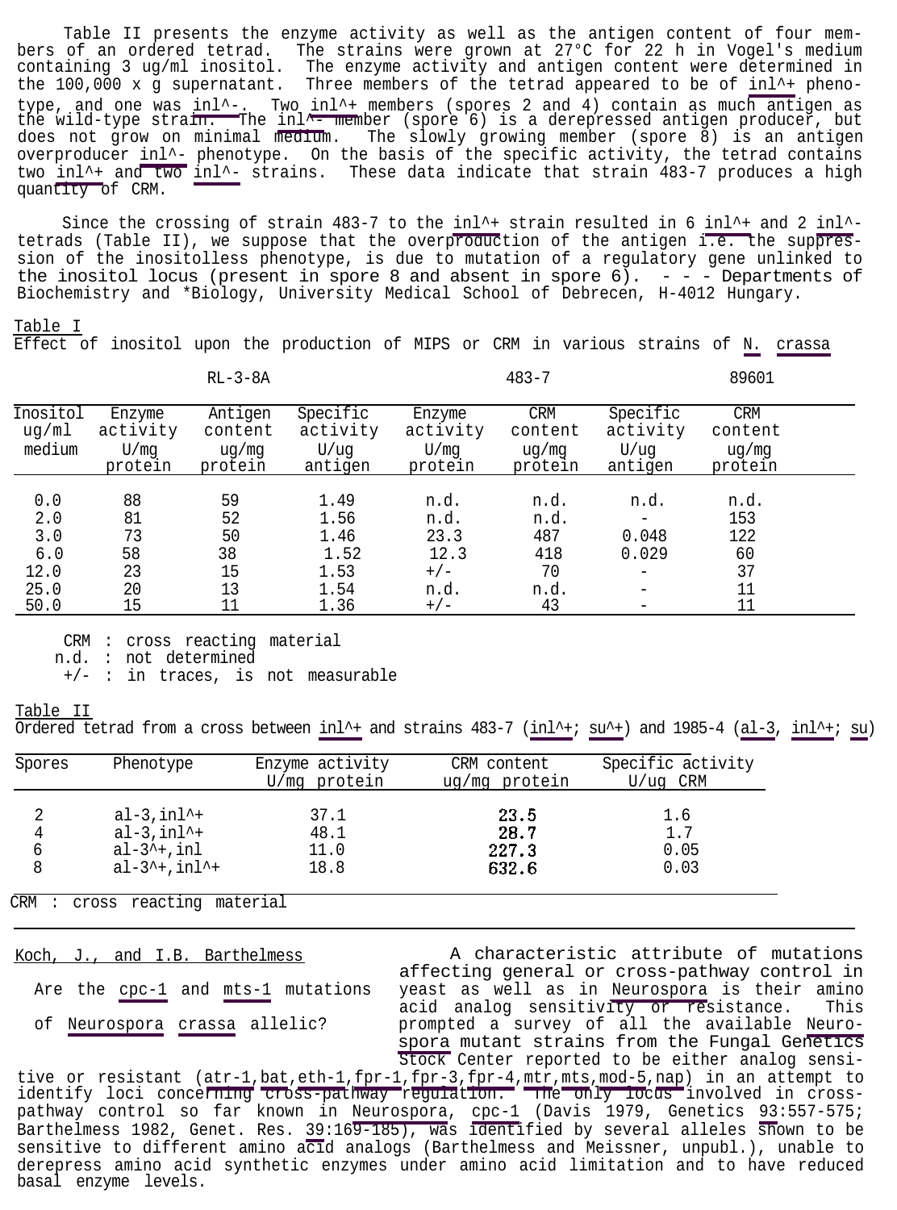Table II presents the enzyme activity as well as the antigen content of four members of an ordered tetrad. The strains were grown at 27°C for 22 h in Vogel's medium containing 3 ug/ml inositol. The enzyme activity and antigen content were determined in the 100,000 x g supernatant. Three members of the tetrad appeared to be of inl^+ phenotype, and one was inl^-. Two inl^+ members (spores 2 and 4) contain as much antigen as the wild-type strain. The inl^- member (spore 6) is a derepressed antigen producer, but does not grow on minimal medium. The slowly growing member (spore 8) is an antigen overproducer inl^- phenotype. On the basis of the specific activity, the tetrad contains two inl^+ and two inl^- strains. These data indicate that strain 483-7 produces a high quantity of CRM.

Since the crossing of strain 483-7 to the inl^+ strain resulted in 6 inl^+ and 2 inl^- tetrads (Table II), we suppose that the overproduction of the antigen i.e. the suppression of the inositolless phenotype, is due to mutation of a regulatory gene unlinked to the inositol locus (present in spore 8 and absent in spore 6). - - - Departments of Biochemistry and *Biology, University Medical School of Debrecen, H-4012 Hungary.

Table I
Effect of inositol upon the production of MIPS or CRM in various strains of *N. crassa*

| | RL-3-8A | | | 483-7 | | | 89601 |
|---|---|---|---|---|---|---|---|
| Inositol ug/ml medium | Enzyme activity U/mg protein | Antigen content ug/mg protein | Specific activity U/ug antigen | Enzyme activity U/mg protein | CRM content ug/mg protein | Specific activity U/ug antigen | CRM content ug/mg protein |
| 0.0 | 88 | 59 | 1.49 | n.d. | n.d. | n.d. | n.d. |
| 2.0 | 81 | 52 | 1.56 | n.d. | n.d. | - | 153 |
| 3.0 | 73 | 50 | 1.46 | 23.3 | 487 | 0.048 | 122 |
| 6.0 | 58 | 38 | 1.52 | 12.3 | 418 | 0.029 | 60 |
| 12.0 | 23 | 15 | 1.53 | +/- | 70 | - | 37 |
| 25.0 | 20 | 13 | 1.54 | n.d. | n.d. | - | 11 |
| 50.0 | 15 | 11 | 1.36 | +/- | 43 | - | 11 |

CRM : cross reacting material
n.d. : not determined
+/- : in traces, is not measurable

Table II
Ordered tetrad from a cross between inl^+ and strains 483-7 (inl^+; su^+) and 1985-4 (al-3, inl^+; su)

| Spores | Phenotype | Enzyme activity U/mg protein | CRM content ug/mg protein | Specific activity U/ug CRM |
|---|---|---|---|---|
| 2 | al-3,inl^+ | 37.1 | 23.5 | 1.6 |
| 4 | al-3,inl^+ | 48.1 | 28.7 | 1.7 |
| 6 | al-3^+,inl | 11.0 | 227.3 | 0.05 |
| 8 | al-3^+,inl^+ | 18.8 | 632.6 | 0.03 |

CRM : cross reacting material

Koch, J., and I.B. Barthelmess

## Are the *cpc-1* and *mts-1* mutations of *Neurospora crassa* allelic?

A characteristic attribute of mutations affecting general or cross-pathway control in yeast as well as in *Neurospora* is their amino acid analog sensitivity or resistance. This prompted a survey of all the available *Neurospora* mutant strains from the Fungal Genetics Stock Center reported to be either analog sensitive or resistant (atr-1,bat,eth-1,fpr-1,fpr-3,fpr-4,mtr,mts,mod-5,nap) in an attempt to identify loci concerning cross-pathway regulation. The only locus involved in cross-pathway control so far known in *Neurospora*, cpc-1 (Davis 1979, Genetics 93:557-575; Barthelmess 1982, Genet. Res. 39:169-185), was identified by several alleles shown to be sensitive to different amino acid analogs (Barthelmess and Meissner, unpubl.), unable to derepress amino acid synthetic enzymes under amino acid limitation and to have reduced basal enzyme levels.